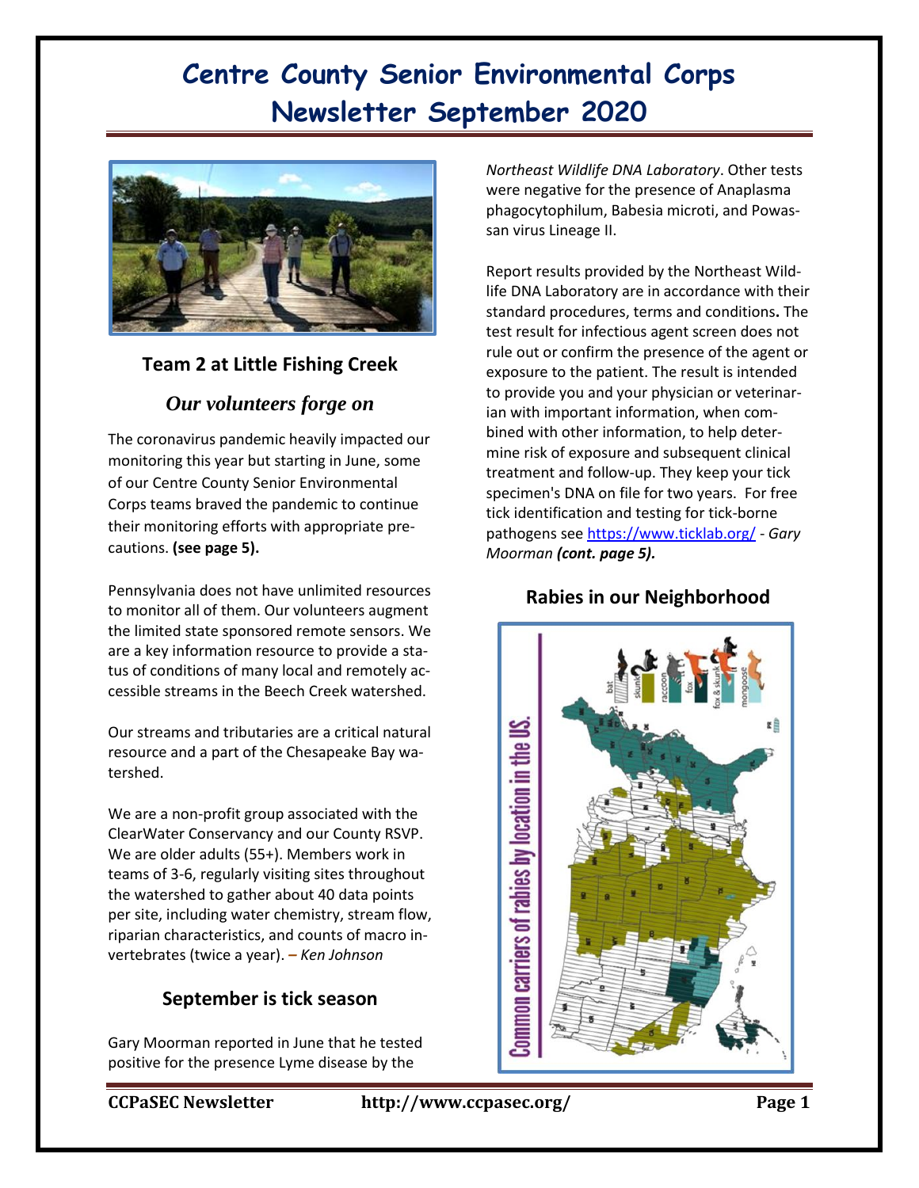# Centre County Senior Environmental Corps Newsletter September 2020

**Team 2 at Little Fishing Creek**

## *Our volunteers forge on*

The coronavirus pandemic heavily impacted our monitoring this year but starting in June, some of our Centre County Senior Environmental Corps teams braved the pandemic to continue their monitoring efforts with appropriate precautions. **(see page 5).**

Pennsylvania does not have unlimited resources to monitor all of them. Our volunteers augment the limited state sponsored remote sensors. We are a key information resource to provide a status of conditions of many local and remotely accessible streams in the Beech Creek watershed.

Our streams and tributaries are a critical natural resource and a part of the Chesapeake Bay watershed.

We are a non-profit group associated with the ClearWater Conservancy and our County RSVP. We are older adults (55+). Members work in teams of 3-6, regularly visiting sites throughout the watershed to gather about 40 data points per site, including water chemistry, stream flow, riparian characteristics, and counts of macro invertebrates (twice a year). – *Ken Johnson*

## September is tick season

Gary Moorman reported in June that he tested positive for the presence Lyme disease by the *Northeast Wildlife DNA Laboratory*. Other tests were negative for the presence of Anaplasma phagocytophilum, Babesia microti, and Powassan virus Lineage II.

Report results provided by the Northeast Wildlife DNA Laboratory are in accordance with their standard procedures, terms and conditions**.** The test result for infectious agent screen does not rule out or confirm the presence of the agent or exposure to the patient. The result is intended to provide you and your physician or veterinarian with important information, when combined with other information, to help determine risk of exposure and subsequent clinical treatment and follow-up. They keep your tick specimen's DNA on file for two years. For free tick identification and testing for tick-borne pathogens see https://www.ticklab.org/ - *Gary Moorman* ***(cont. page 5).***

## Rabies in our Neighborhood

Common carriers of rabies by location in the US.

bat, skunk, raccoon, fox, fox & skunk, mongoose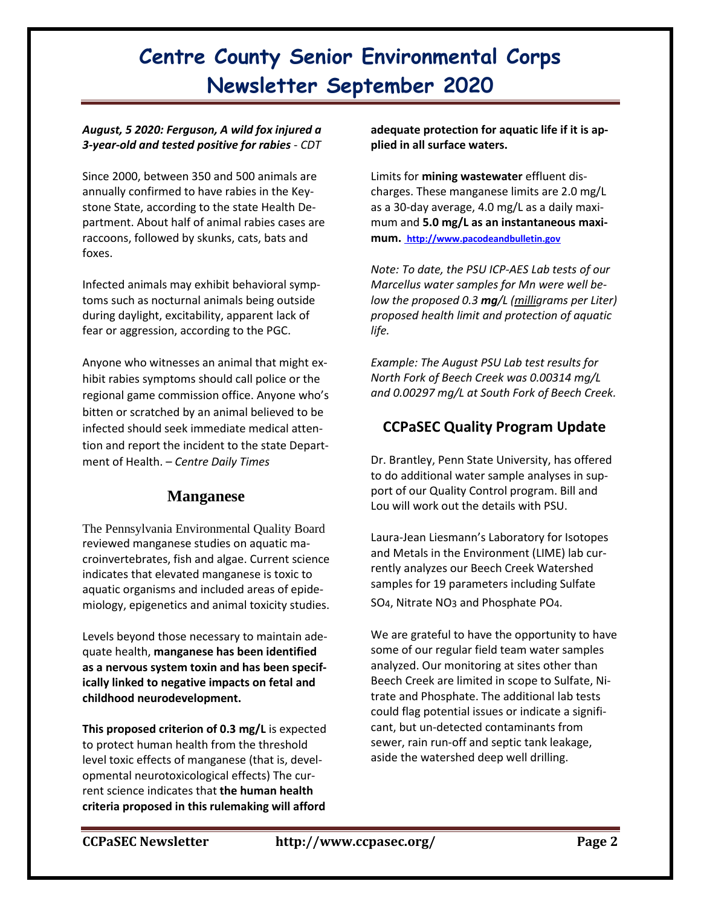# Centre County Senior Environmental Corps Newsletter September 2020

***August, 5 2020: Ferguson, A wild fox injured a 3-year-old and tested positive for rabies*** *- CDT*

Since 2000, between 350 and 500 animals are annually confirmed to have rabies in the Keystone State, according to the state Health Department. About half of animal rabies cases are raccoons, followed by skunks, cats, bats and foxes.

Infected animals may exhibit behavioral symptoms such as nocturnal animals being outside during daylight, excitability, apparent lack of fear or aggression, according to the PGC.

Anyone who witnesses an animal that might exhibit rabies symptoms should call police or the regional game commission office. Anyone who's bitten or scratched by an animal believed to be infected should seek immediate medical attention and report the incident to the state Department of Health. – *Centre Daily Times*

## Manganese

The Pennsylvania Environmental Quality Board reviewed manganese studies on aquatic macroinvertebrates, fish and algae. Current science indicates that elevated manganese is toxic to aquatic organisms and included areas of epidemiology, epigenetics and animal toxicity studies.

Levels beyond those necessary to maintain adequate health, **manganese has been identified as a nervous system toxin and has been specifically linked to negative impacts on fetal and childhood neurodevelopment.**

**This proposed criterion of 0.3 mg/L** is expected to protect human health from the threshold level toxic effects of manganese (that is, developmental neurotoxicological effects) The current science indicates that **the human health criteria proposed in this rulemaking will afford adequate protection for aquatic life if it is applied in all surface waters.**

Limits for **mining wastewater** effluent discharges. These manganese limits are 2.0 mg/L as a 30-day average, 4.0 mg/L as a daily maximum and **5.0 mg/L as an instantaneous maximum.** http://www.pacodeandbulletin.gov

*Note: To date, the PSU ICP-AES Lab tests of our Marcellus water samples for Mn were well below the proposed 0.3* ***mg****/L (milligrams per Liter) proposed health limit and protection of aquatic life.*

*Example: The August PSU Lab test results for North Fork of Beech Creek was 0.00314 mg/L and 0.00297 mg/L at South Fork of Beech Creek.*

## CCPaSEC Quality Program Update

Dr. Brantley, Penn State University, has offered to do additional water sample analyses in support of our Quality Control program. Bill and Lou will work out the details with PSU.

Laura-Jean Liesmann's Laboratory for Isotopes and Metals in the Environment (LIME) lab currently analyzes our Beech Creek Watershed samples for 19 parameters including Sulfate $SO_4$, Nitrate $NO_3$ and Phosphate $PO_4$.

We are grateful to have the opportunity to have some of our regular field team water samples analyzed. Our monitoring at sites other than Beech Creek are limited in scope to Sulfate, Nitrate and Phosphate. The additional lab tests could flag potential issues or indicate a significant, but un-detected contaminants from sewer, rain run-off and septic tank leakage, aside the watershed deep well drilling.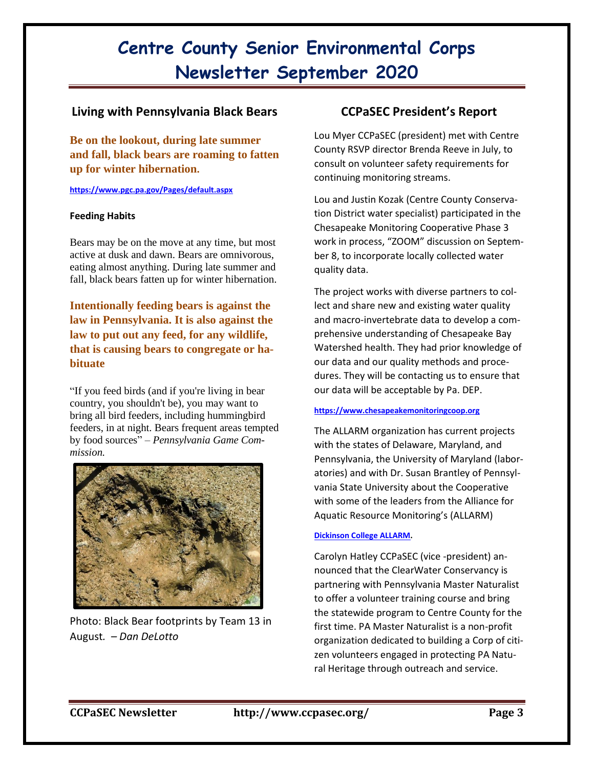# Centre County Senior Environmental Corps Newsletter September 2020

## Living with Pennsylvania Black Bears

**Be on the lookout, during late summer and fall, black bears are roaming to fatten up for winter hibernation.**

https://www.pgc.pa.gov/Pages/default.aspx

**Feeding Habits**

Bears may be on the move at any time, but most active at dusk and dawn. Bears are omnivorous, eating almost anything. During late summer and fall, black bears fatten up for winter hibernation.

**Intentionally feeding bears is against the law in Pennsylvania. It is also against the law to put out any feed, for any wildlife, that is causing bears to congregate or habituate**

"If you feed birds (and if you're living in bear country, you shouldn't be), you may want to bring all bird feeders, including hummingbird feeders, in at night. Bears frequent areas tempted by food sources" – *Pennsylvania Game Commission.*

Photo: Black Bear footprints by Team 13 in August. *– Dan DeLotto*

## CCPaSEC President's Report

Lou Myer CCPaSEC (president) met with Centre County RSVP director Brenda Reeve in July, to consult on volunteer safety requirements for continuing monitoring streams.

Lou and Justin Kozak (Centre County Conservation District water specialist) participated in the Chesapeake Monitoring Cooperative Phase 3 work in process, "ZOOM" discussion on September 8, to incorporate locally collected water quality data.

The project works with diverse partners to collect and share new and existing water quality and macro-invertebrate data to develop a comprehensive understanding of Chesapeake Bay Watershed health. They had prior knowledge of our data and our quality methods and procedures. They will be contacting us to ensure that our data will be acceptable by Pa. DEP.

https://www.chesapeakemonitoringcoop.org

The ALLARM organization has current projects with the states of Delaware, Maryland, and Pennsylvania, the University of Maryland (laboratories) and with Dr. Susan Brantley of Pennsylvania State University about the Cooperative with some of the leaders from the Alliance for Aquatic Resource Monitoring's (ALLARM)

Dickinson College ALLARM.

Carolyn Hatley CCPaSEC (vice -president) announced that the ClearWater Conservancy is partnering with Pennsylvania Master Naturalist to offer a volunteer training course and bring the statewide program to Centre County for the first time. PA Master Naturalist is a non-profit organization dedicated to building a Corp of citizen volunteers engaged in protecting PA Natural Heritage through outreach and service.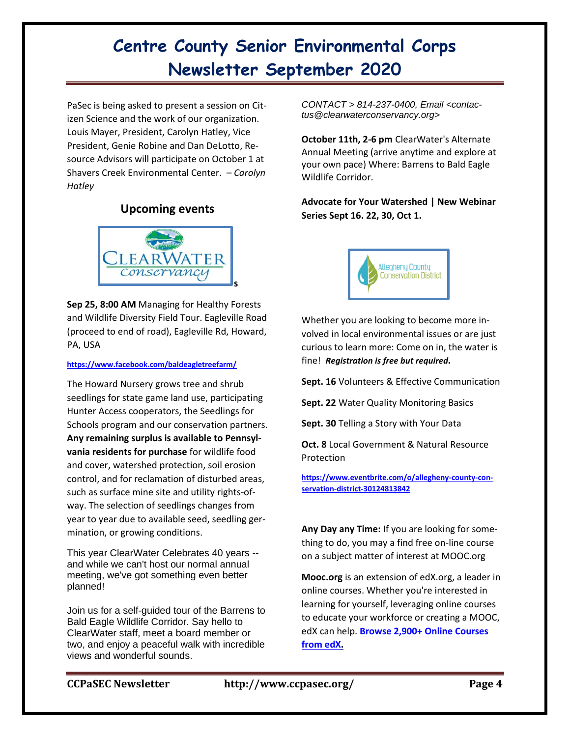# Centre County Senior Environmental Corps Newsletter September 2020

PaSec is being asked to present a session on Citizen Science and the work of our organization. Louis Mayer, President, Carolyn Hatley, Vice President, Genie Robine and Dan DeLotto, Resource Advisors will participate on October 1 at Shavers Creek Environmental Center. *– Carolyn Hatley*

## Upcoming events

s

**Sep 25, 8:00 AM** Managing for Healthy Forests and Wildlife Diversity Field Tour. Eagleville Road (proceed to end of road), Eagleville Rd, Howard, PA, USA

**https://www.facebook.com/baldeagletreefarm/**

The Howard Nursery grows tree and shrub seedlings for state game land use, participating Hunter Access cooperators, the Seedlings for Schools program and our conservation partners. **Any remaining surplus is available to Pennsylvania residents for purchase** for wildlife food and cover, watershed protection, soil erosion control, and for reclamation of disturbed areas, such as surface mine site and utility rights-of-way. The selection of seedlings changes from year to year due to available seed, seedling germination, or growing conditions.

This year ClearWater Celebrates 40 years -- and while we can't host our normal annual meeting, we've got something even better planned!

Join us for a self-guided tour of the Barrens to Bald Eagle Wildlife Corridor. Say hello to ClearWater staff, meet a board member or two, and enjoy a peaceful walk with incredible views and wonderful sounds.

*CONTACT > 814-237-0400, Email <contactus@clearwaterconservancy.org>*

**October 11th, 2-6 pm** ClearWater's Alternate Annual Meeting (arrive anytime and explore at your own pace) Where: Barrens to Bald Eagle Wildlife Corridor.

**Advocate for Your Watershed | New Webinar Series Sept 16. 22, 30, Oct 1.**

Whether you are looking to become more involved in local environmental issues or are just curious to learn more: Come on in, the water is fine! ***Registration is free but required.***

**Sept. 16** Volunteers & Effective Communication

**Sept. 22** Water Quality Monitoring Basics

**Sept. 30** Telling a Story with Your Data

**Oct. 8** Local Government & Natural Resource Protection

**https://www.eventbrite.com/o/allegheny-county-conservation-district-30124813842**

**Any Day any Time:** If you are looking for something to do, you may a find free on-line course on a subject matter of interest at MOOC.org

**Mooc.org** is an extension of edX.org, a leader in online courses. Whether you're interested in learning for yourself, leveraging online courses to educate your workforce or creating a MOOC, edX can help. **Browse 2,900+ Online Courses from edX.**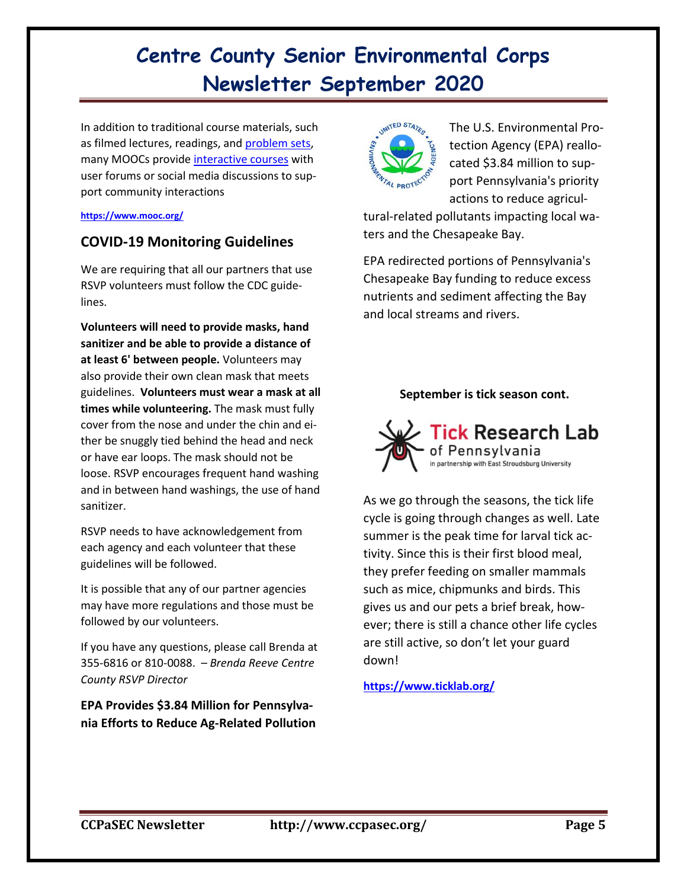# Centre County Senior Environmental Corps Newsletter September 2020

In addition to traditional course materials, such as filmed lectures, readings, and problem sets, many MOOCs provide interactive courses with user forums or social media discussions to support community interactions

**https://www.mooc.org/**

## COVID-19 Monitoring Guidelines

We are requiring that all our partners that use RSVP volunteers must follow the CDC guidelines.

**Volunteers will need to provide masks, hand sanitizer and be able to provide a distance of at least 6' between people.** Volunteers may also provide their own clean mask that meets guidelines. **Volunteers must wear a mask at all times while volunteering.** The mask must fully cover from the nose and under the chin and either be snuggly tied behind the head and neck or have ear loops. The mask should not be loose. RSVP encourages frequent hand washing and in between hand washings, the use of hand sanitizer.

RSVP needs to have acknowledgement from each agency and each volunteer that these guidelines will be followed.

It is possible that any of our partner agencies may have more regulations and those must be followed by our volunteers.

If you have any questions, please call Brenda at 355-6816 or 810-0088. – *Brenda Reeve Centre County RSVP Director*

**EPA Provides $3.84 Million for Pennsylvania Efforts to Reduce Ag-Related Pollution**

The U.S. Environmental Protection Agency (EPA) reallocated $3.84 million to support Pennsylvania's priority actions to reduce agricultural-related pollutants impacting local waters and the Chesapeake Bay.

EPA redirected portions of Pennsylvania's Chesapeake Bay funding to reduce excess nutrients and sediment affecting the Bay and local streams and rivers.

**September is tick season cont.**

Tick Research Lab of Pennsylvania
in partnership with East Stroudsburg University

As we go through the seasons, the tick life cycle is going through changes as well. Late summer is the peak time for larval tick activity. Since this is their first blood meal, they prefer feeding on smaller mammals such as mice, chipmunks and birds. This gives us and our pets a brief break, however; there is still a chance other life cycles are still active, so don't let your guard down!

**https://www.ticklab.org/**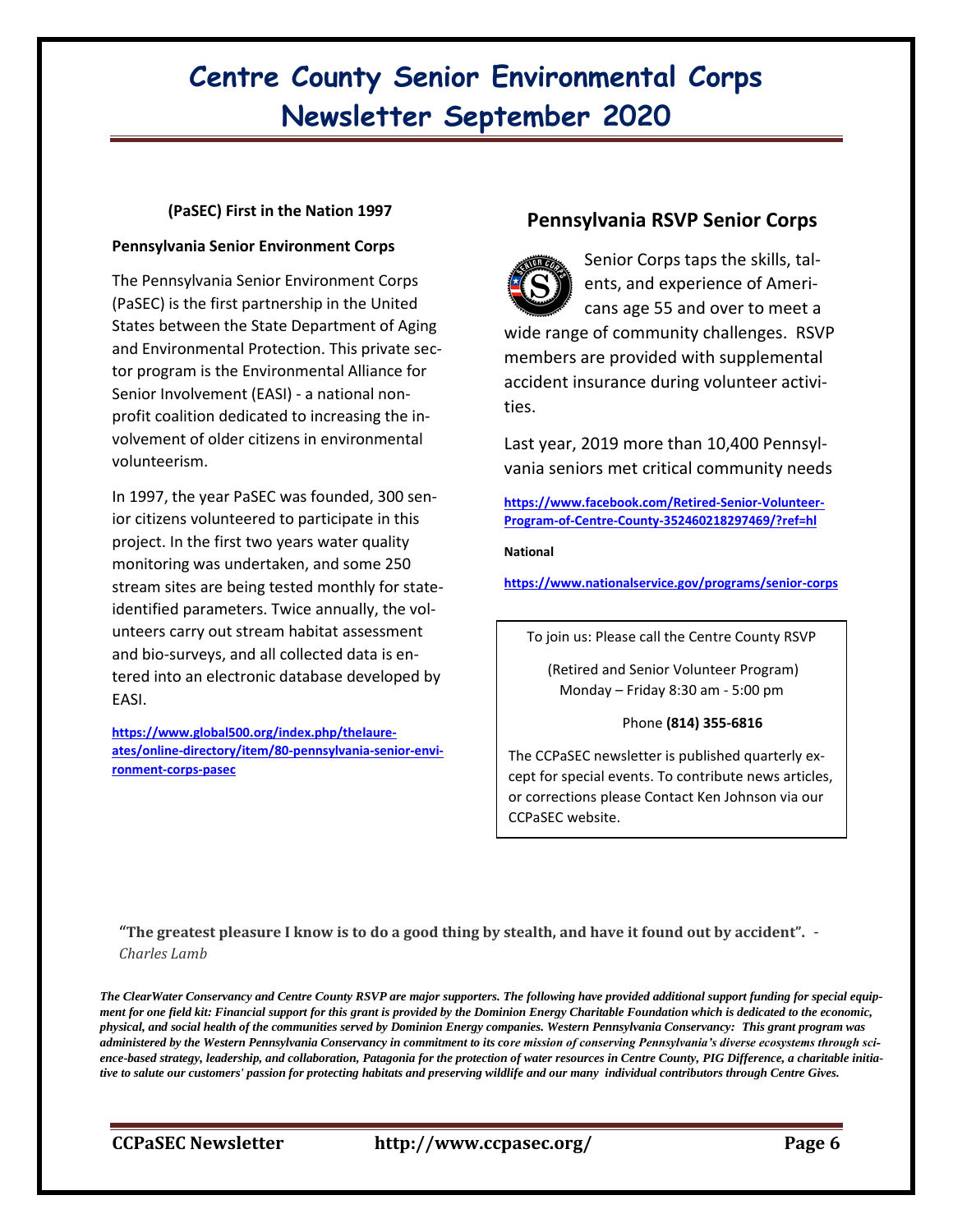# Centre County Senior Environmental Corps Newsletter September 2020

**(PaSEC) First in the Nation 1997**

**Pennsylvania Senior Environment Corps**

The Pennsylvania Senior Environment Corps (PaSEC) is the first partnership in the United States between the State Department of Aging and Environmental Protection. This private sector program is the Environmental Alliance for Senior Involvement (EASI) - a national non-profit coalition dedicated to increasing the involvement of older citizens in environmental volunteerism.

In 1997, the year PaSEC was founded, 300 senior citizens volunteered to participate in this project. In the first two years water quality monitoring was undertaken, and some 250 stream sites are being tested monthly for state-identified parameters. Twice annually, the volunteers carry out stream habitat assessment and bio-surveys, and all collected data is entered into an electronic database developed by EASI.

https://www.global500.org/index.php/thelaureates/online-directory/item/80-pennsylvania-senior-environment-corps-pasec

## Pennsylvania RSVP Senior Corps

Senior Corps taps the skills, talents, and experience of Americans age 55 and over to meet a wide range of community challenges. RSVP members are provided with supplemental accident insurance during volunteer activities.

Last year, 2019 more than 10,400 Pennsylvania seniors met critical community needs

https://www.facebook.com/Retired-Senior-Volunteer-Program-of-Centre-County-352460218297469/?ref=hl

**National**

https://www.nationalservice.gov/programs/senior-corps

To join us: Please call the Centre County RSVP

(Retired and Senior Volunteer Program)
Monday – Friday 8:30 am - 5:00 pm

Phone **(814) 355-6816**

The CCPaSEC newsletter is published quarterly except for special events. To contribute news articles, or corrections please Contact Ken Johnson via our CCPaSEC website.

**"The greatest pleasure I know is to do a good thing by stealth, and have it found out by accident".** - *Charles Lamb*

***The ClearWater Conservancy and Centre County RSVP are major supporters. The following have provided additional support funding for special equipment for one field kit: Financial support for this grant is provided by the Dominion Energy Charitable Foundation which is dedicated to the economic, physical, and social health of the communities served by Dominion Energy companies. Western Pennsylvania Conservancy: This grant program was administered by the Western Pennsylvania Conservancy in commitment to its core mission of conserving Pennsylvania's diverse ecosystems through science-based strategy, leadership, and collaboration, Patagonia for the protection of water resources in Centre County, PIG Difference, a charitable initiative to salute our customers' passion for protecting habitats and preserving wildlife and our many individual contributors through Centre Gives.***

**CCPaSEC Newsletter** **http://www.ccpasec.org/**